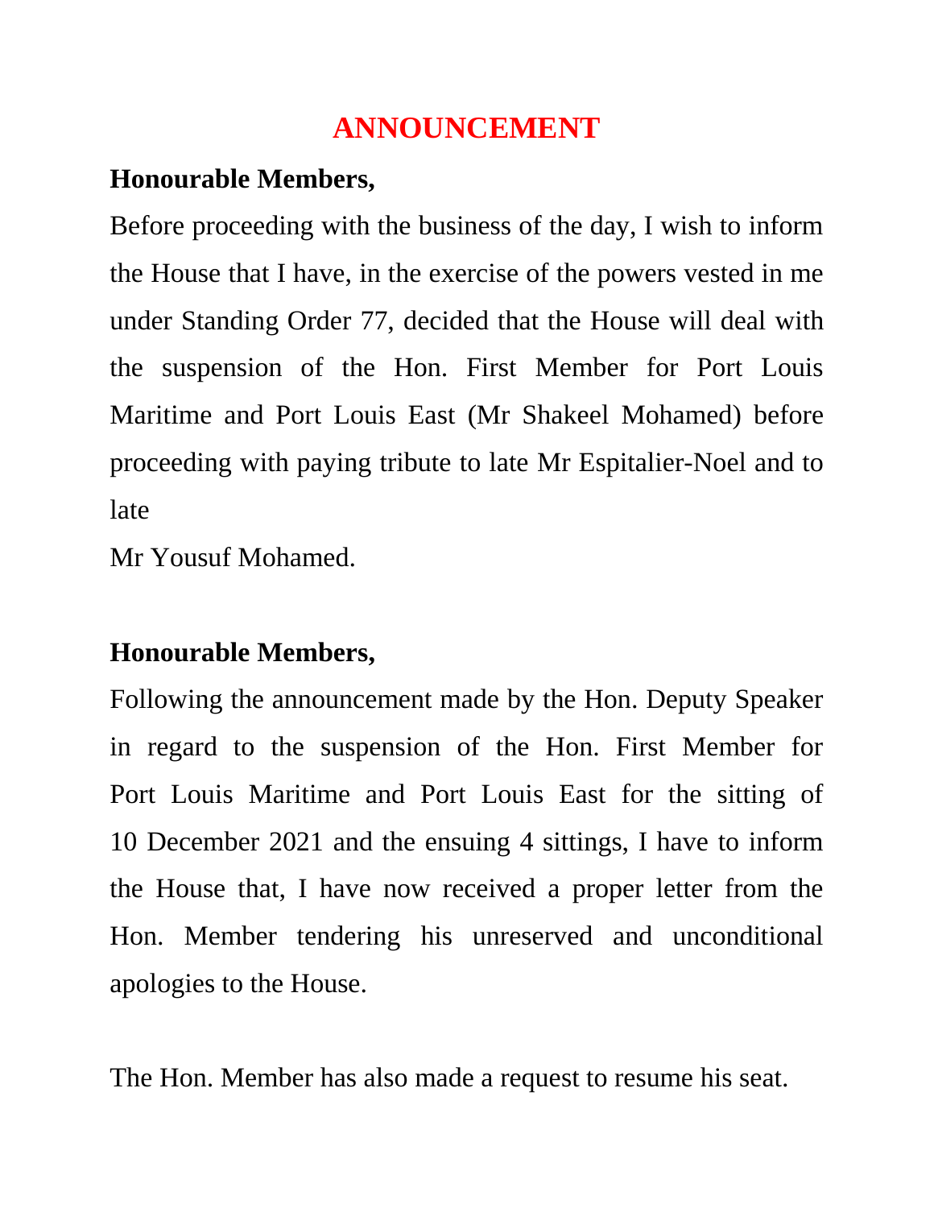# ANNOUNCEMENT

**Honourable Members,**

Before proceeding with the business of the day, I wish to inform the House that I have, in the exercise of the powers vested in me under Standing Order 77, decided that the House will deal with the suspension of the Hon. First Member for Port Louis Maritime and Port Louis East (Mr Shakeel Mohamed) before proceeding with paying tribute to late Mr Espitalier-Noel and to late

Mr Yousuf Mohamed.

**Honourable Members,**

Following the announcement made by the Hon. Deputy Speaker in regard to the suspension of the Hon. First Member for Port Louis Maritime and Port Louis East for the sitting of 10 December 2021 and the ensuing 4 sittings, I have to inform the House that, I have now received a proper letter from the Hon. Member tendering his unreserved and unconditional apologies to the House.

The Hon. Member has also made a request to resume his seat.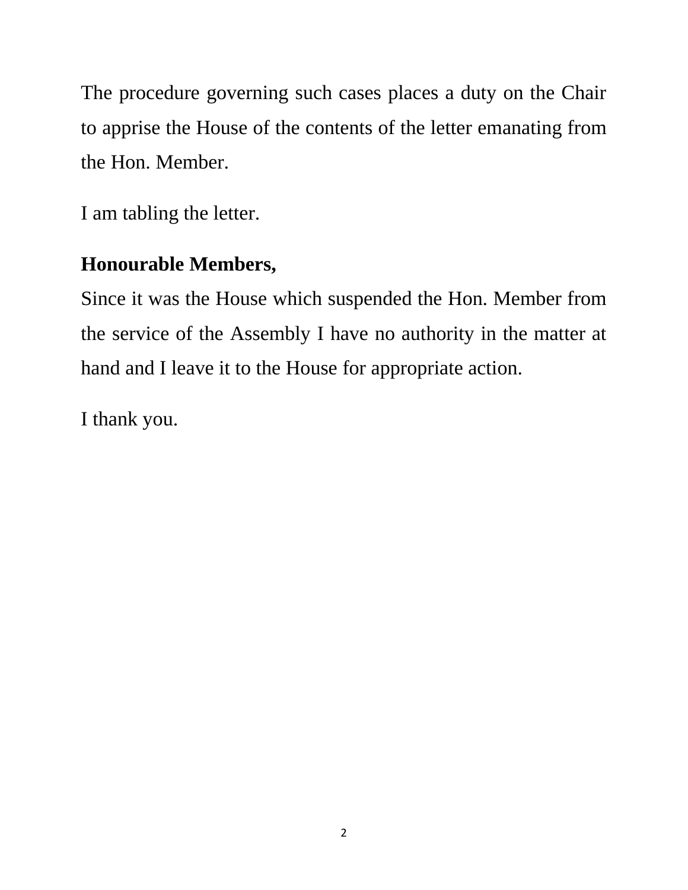The procedure governing such cases places a duty on the Chair to apprise the House of the contents of the letter emanating from the Hon. Member.

I am tabling the letter.

**Honourable Members,**

Since it was the House which suspended the Hon. Member from the service of the Assembly I have no authority in the matter at hand and I leave it to the House for appropriate action.

I thank you.